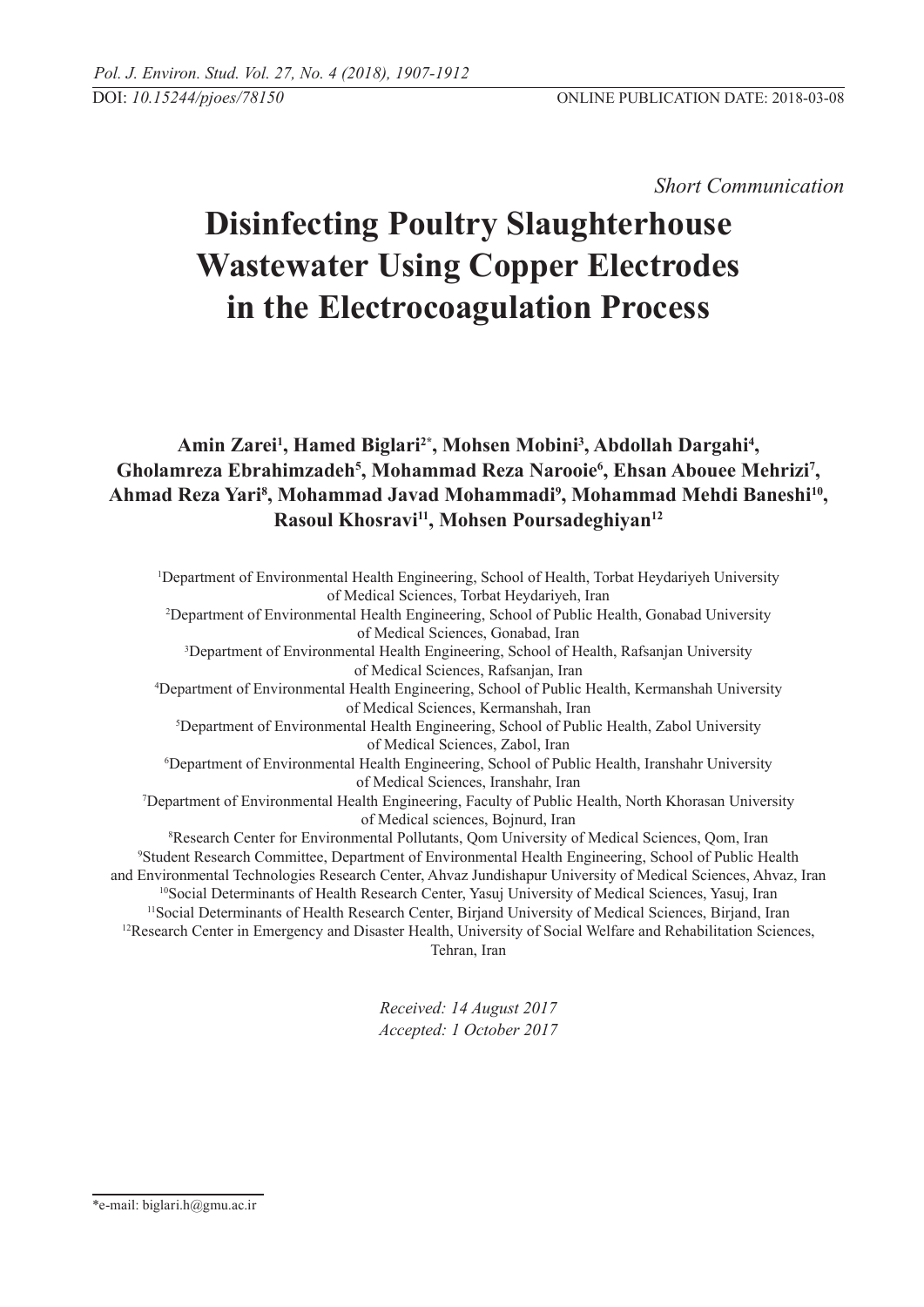*Short Communication*

# Disinfecting Poultry Slaughterhouse Wastewater Using Copper Electrodes in the Electrocoagulation Process

**Amin Zarei[1], Hamed Biglari[2*], Mohsen Mobini[3], Abdollah Dargahi[4], Gholamreza Ebrahimzadeh[5], Mohammad Reza Narooie[6], Ehsan Abouee Mehrizi[7], Ahmad Reza Yari[8], Mohammad Javad Mohammadi[9], Mohammad Mehdi Baneshi[10], Rasoul Khosravi[11], Mohsen Poursadeghiyan[12]**

[1]Department of Environmental Health Engineering, School of Health, Torbat Heydariyeh University of Medical Sciences, Torbat Heydariyeh, Iran

[2]Department of Environmental Health Engineering, School of Public Health, Gonabad University of Medical Sciences, Gonabad, Iran

[3]Department of Environmental Health Engineering, School of Health, Rafsanjan University of Medical Sciences, Rafsanjan, Iran

[4]Department of Environmental Health Engineering, School of Public Health, Kermanshah University of Medical Sciences, Kermanshah, Iran

[5]Department of Environmental Health Engineering, School of Public Health, Zabol University of Medical Sciences, Zabol, Iran

[6]Department of Environmental Health Engineering, School of Public Health, Iranshahr University of Medical Sciences, Iranshahr, Iran

[7]Department of Environmental Health Engineering, Faculty of Public Health, North Khorasan University of Medical sciences, Bojnurd, Iran

[8]Research Center for Environmental Pollutants, Qom University of Medical Sciences, Qom, Iran

[9]Student Research Committee, Department of Environmental Health Engineering, School of Public Health and Environmental Technologies Research Center, Ahvaz Jundishapur University of Medical Sciences, Ahvaz, Iran

[10]Social Determinants of Health Research Center, Yasuj University of Medical Sciences, Yasuj, Iran

[11]Social Determinants of Health Research Center, Birjand University of Medical Sciences, Birjand, Iran

[12]Research Center in Emergency and Disaster Health, University of Social Welfare and Rehabilitation Sciences, Tehran, Iran

*Received: 14 August 2017*
*Accepted: 1 October 2017*

*e-mail: biglari.h@gmu.ac.ir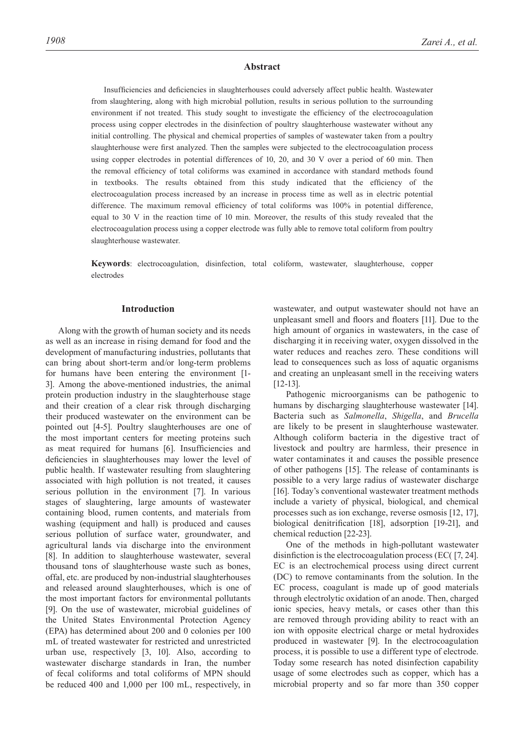## Abstract

Insufficiencies and deficiencies in slaughterhouses could adversely affect public health. Wastewater from slaughtering, along with high microbial pollution, results in serious pollution to the surrounding environment if not treated. This study sought to investigate the efficiency of the electrocoagulation process using copper electrodes in the disinfection of poultry slaughterhouse wastewater without any initial controlling. The physical and chemical properties of samples of wastewater taken from a poultry slaughterhouse were first analyzed. Then the samples were subjected to the electrocoagulation process using copper electrodes in potential differences of 10, 20, and 30 V over a period of 60 min. Then the removal efficiency of total coliforms was examined in accordance with standard methods found in textbooks. The results obtained from this study indicated that the efficiency of the electrocoagulation process increased by an increase in process time as well as in electric potential difference. The maximum removal efficiency of total coliforms was 100% in potential difference, equal to 30 V in the reaction time of 10 min. Moreover, the results of this study revealed that the electrocoagulation process using a copper electrode was fully able to remove total coliform from poultry slaughterhouse wastewater.

**Keywords**: electrocoagulation, disinfection, total coliform, wastewater, slaughterhouse, copper electrodes

## Introduction

Along with the growth of human society and its needs as well as an increase in rising demand for food and the development of manufacturing industries, pollutants that can bring about short-term and/or long-term problems for humans have been entering the environment [1-3]. Among the above-mentioned industries, the animal protein production industry in the slaughterhouse stage and their creation of a clear risk through discharging their produced wastewater on the environment can be pointed out [4-5]. Poultry slaughterhouses are one of the most important centers for meeting proteins such as meat required for humans [6]. Insufficiencies and deficiencies in slaughterhouses may lower the level of public health. If wastewater resulting from slaughtering associated with high pollution is not treated, it causes serious pollution in the environment [7]. In various stages of slaughtering, large amounts of wastewater containing blood, rumen contents, and materials from washing (equipment and hall) is produced and causes serious pollution of surface water, groundwater, and agricultural lands via discharge into the environment [8]. In addition to slaughterhouse wastewater, several thousand tons of slaughterhouse waste such as bones, offal, etc. are produced by non-industrial slaughterhouses and released around slaughterhouses, which is one of the most important factors for environmental pollutants [9]. On the use of wastewater, microbial guidelines of the United States Environmental Protection Agency (EPA) has determined about 200 and 0 colonies per 100 mL of treated wastewater for restricted and unrestricted urban use, respectively [3, 10]. Also, according to wastewater discharge standards in Iran, the number of fecal coliforms and total coliforms of MPN should be reduced 400 and 1,000 per 100 mL, respectively, in wastewater, and output wastewater should not have an unpleasant smell and floors and floaters [11]. Due to the high amount of organics in wastewaters, in the case of discharging it in receiving water, oxygen dissolved in the water reduces and reaches zero. These conditions will lead to consequences such as loss of aquatic organisms and creating an unpleasant smell in the receiving waters [12-13].

Pathogenic microorganisms can be pathogenic to humans by discharging slaughterhouse wastewater [14]. Bacteria such as *Salmonella*, *Shigella*, and *Brucella* are likely to be present in slaughterhouse wastewater. Although coliform bacteria in the digestive tract of livestock and poultry are harmless, their presence in water contaminates it and causes the possible presence of other pathogens [15]. The release of contaminants is possible to a very large radius of wastewater discharge [16]. Today's conventional wastewater treatment methods include a variety of physical, biological, and chemical processes such as ion exchange, reverse osmosis [12, 17], biological denitrification [18], adsorption [19-21], and chemical reduction [22-23].

One of the methods in high-pollutant wastewater disinfiction is the electrocoagulation process (EC( [7, 24]. EC is an electrochemical process using direct current (DC) to remove contaminants from the solution. In the EC process, coagulant is made up of good materials through electrolytic oxidation of an anode. Then, charged ionic species, heavy metals, or cases other than this are removed through providing ability to react with an ion with opposite electrical charge or metal hydroxides produced in wastewater [9]. In the electrocoagulation process, it is possible to use a different type of electrode. Today some research has noted disinfection capability usage of some electrodes such as copper, which has a microbial property and so far more than 350 copper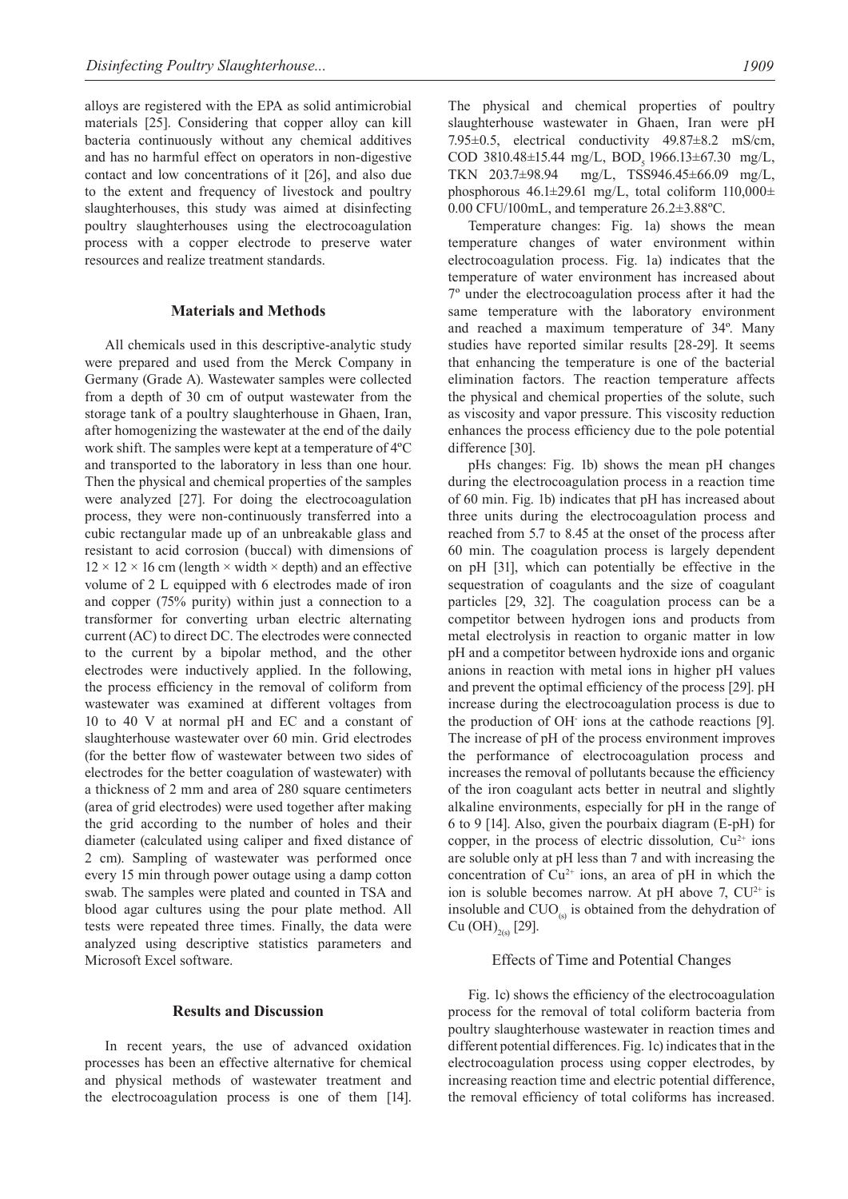alloys are registered with the EPA as solid antimicrobial materials [25]. Considering that copper alloy can kill bacteria continuously without any chemical additives and has no harmful effect on operators in non-digestive contact and low concentrations of it [26], and also due to the extent and frequency of livestock and poultry slaughterhouses, this study was aimed at disinfecting poultry slaughterhouses using the electrocoagulation process with a copper electrode to preserve water resources and realize treatment standards.

## Materials and Methods

All chemicals used in this descriptive-analytic study were prepared and used from the Merck Company in Germany (Grade A). Wastewater samples were collected from a depth of 30 cm of output wastewater from the storage tank of a poultry slaughterhouse in Ghaen, Iran, after homogenizing the wastewater at the end of the daily work shift. The samples were kept at a temperature of 4ºC and transported to the laboratory in less than one hour. Then the physical and chemical properties of the samples were analyzed [27]. For doing the electrocoagulation process, they were non-continuously transferred into a cubic rectangular made up of an unbreakable glass and resistant to acid corrosion (buccal) with dimensions of $12 \times 12 \times 16$ cm (length × width × depth) and an effective volume of 2 L equipped with 6 electrodes made of iron and copper (75% purity) within just a connection to a transformer for converting urban electric alternating current (AC) to direct DC. The electrodes were connected to the current by a bipolar method, and the other electrodes were inductively applied. In the following, the process efficiency in the removal of coliform from wastewater was examined at different voltages from 10 to 40 V at normal pH and EC and a constant of slaughterhouse wastewater over 60 min. Grid electrodes (for the better flow of wastewater between two sides of electrodes for the better coagulation of wastewater) with a thickness of 2 mm and area of 280 square centimeters (area of grid electrodes) were used together after making the grid according to the number of holes and their diameter (calculated using caliper and fixed distance of 2 cm). Sampling of wastewater was performed once every 15 min through power outage using a damp cotton swab. The samples were plated and counted in TSA and blood agar cultures using the pour plate method. All tests were repeated three times. Finally, the data were analyzed using descriptive statistics parameters and Microsoft Excel software.

## Results and Discussion

In recent years, the use of advanced oxidation processes has been an effective alternative for chemical and physical methods of wastewater treatment and the electrocoagulation process is one of them [14]. The physical and chemical properties of poultry slaughterhouse wastewater in Ghaen, Iran were pH 7.95±0.5, electrical conductivity 49.87±8.2 mS/cm, COD 3810.48±15.44 mg/L, $BOD_5$ 1966.13±67.30 mg/L, TKN 203.7±98.94 mg/L, TSS946.45±66.09 mg/L, phosphorous 46.1±29.61 mg/L, total coliform 110,000± 0.00 CFU/100mL, and temperature 26.2±3.88ºC.

Temperature changes: Fig. 1a) shows the mean temperature changes of water environment within electrocoagulation process. Fig. 1a) indicates that the temperature of water environment has increased about 7º under the electrocoagulation process after it had the same temperature with the laboratory environment and reached a maximum temperature of 34º. Many studies have reported similar results [28-29]. It seems that enhancing the temperature is one of the bacterial elimination factors. The reaction temperature affects the physical and chemical properties of the solute, such as viscosity and vapor pressure. This viscosity reduction enhances the process efficiency due to the pole potential difference [30].

pHs changes: Fig. 1b) shows the mean pH changes during the electrocoagulation process in a reaction time of 60 min. Fig. 1b) indicates that pH has increased about three units during the electrocoagulation process and reached from 5.7 to 8.45 at the onset of the process after 60 min. The coagulation process is largely dependent on pH [31], which can potentially be effective in the sequestration of coagulants and the size of coagulant particles [29, 32]. The coagulation process can be a competitor between hydrogen ions and products from metal electrolysis in reaction to organic matter in low pH and a competitor between hydroxide ions and organic anions in reaction with metal ions in higher pH values and prevent the optimal efficiency of the process [29]. pH increase during the electrocoagulation process is due to the production of $OH^-$ ions at the cathode reactions [9]. The increase of pH of the process environment improves the performance of electrocoagulation process and increases the removal of pollutants because the efficiency of the iron coagulant acts better in neutral and slightly alkaline environments, especially for pH in the range of 6 to 9 [14]. Also, given the pourbaix diagram (E-pH) for copper, in the process of electric dissolution, $Cu^{2+}$ ions are soluble only at pH less than 7 and with increasing the concentration of $Cu^{2+}$ ions, an area of pH in which the ion is soluble becomes narrow. At pH above 7, $CU^{2+}$ is insoluble and $CUO_{(s)}$ is obtained from the dehydration of $Cu(OH)_{2(s)}$ [29].

### Effects of Time and Potential Changes

Fig. 1c) shows the efficiency of the electrocoagulation process for the removal of total coliform bacteria from poultry slaughterhouse wastewater in reaction times and different potential differences. Fig. 1c) indicates that in the electrocoagulation process using copper electrodes, by increasing reaction time and electric potential difference, the removal efficiency of total coliforms has increased.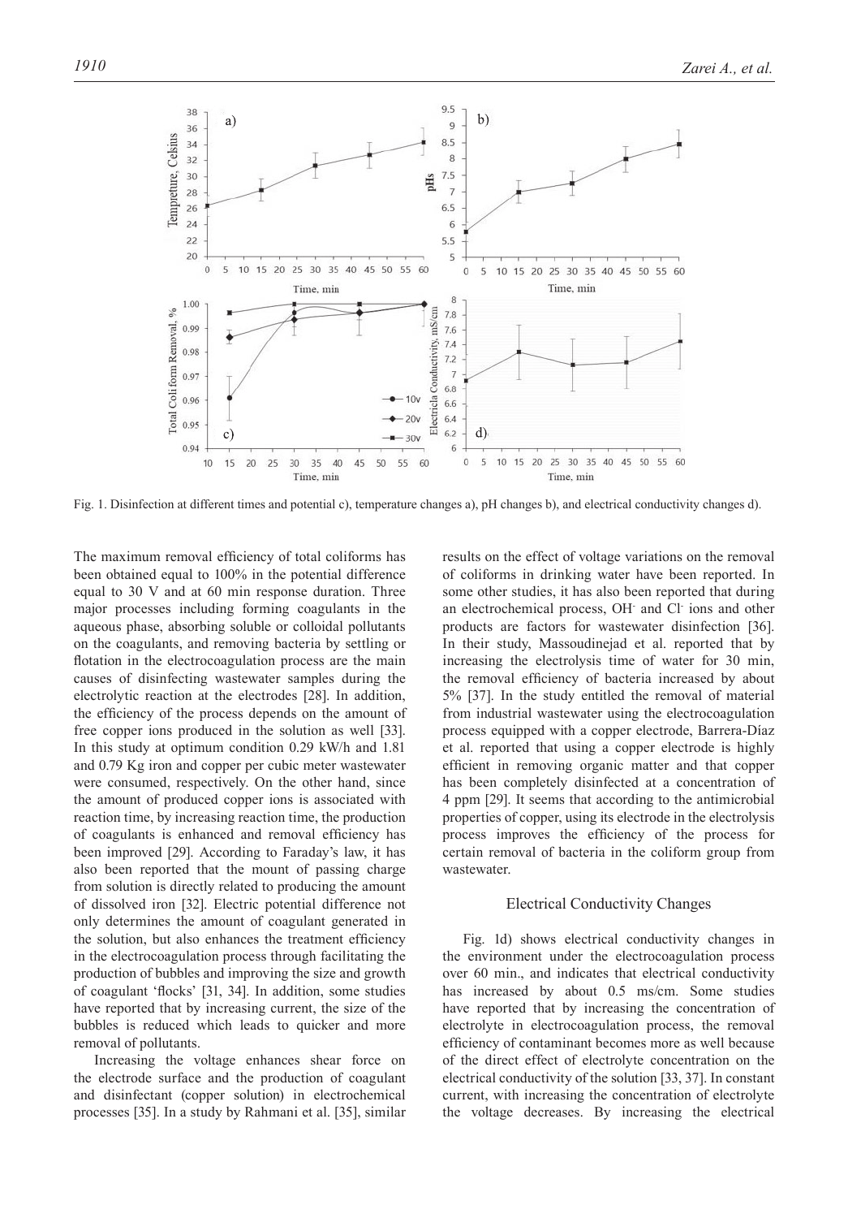Fig. 1. Disinfection at different times and potential c), temperature changes a), pH changes b), and electrical conductivity changes d).

The maximum removal efficiency of total coliforms has been obtained equal to 100% in the potential difference equal to 30 V and at 60 min response duration. Three major processes including forming coagulants in the aqueous phase, absorbing soluble or colloidal pollutants on the coagulants, and removing bacteria by settling or flotation in the electrocoagulation process are the main causes of disinfecting wastewater samples during the electrolytic reaction at the electrodes [28]. In addition, the efficiency of the process depends on the amount of free copper ions produced in the solution as well [33]. In this study at optimum condition 0.29 kW/h and 1.81 and 0.79 Kg iron and copper per cubic meter wastewater were consumed, respectively. On the other hand, since the amount of produced copper ions is associated with reaction time, by increasing reaction time, the production of coagulants is enhanced and removal efficiency has been improved [29]. According to Faraday's law, it has also been reported that the mount of passing charge from solution is directly related to producing the amount of dissolved iron [32]. Electric potential difference not only determines the amount of coagulant generated in the solution, but also enhances the treatment efficiency in the electrocoagulation process through facilitating the production of bubbles and improving the size and growth of coagulant 'flocks' [31, 34]. In addition, some studies have reported that by increasing current, the size of the bubbles is reduced which leads to quicker and more removal of pollutants.

Increasing the voltage enhances shear force on the electrode surface and the production of coagulant and disinfectant (copper solution) in electrochemical processes [35]. In a study by Rahmani et al. [35], similar results on the effect of voltage variations on the removal of coliforms in drinking water have been reported. In some other studies, it has also been reported that during an electrochemical process, $OH^-$ and $Cl^-$ ions and other products are factors for wastewater disinfection [36]. In their study, Massoudinejad et al. reported that by increasing the electrolysis time of water for 30 min, the removal efficiency of bacteria increased by about 5% [37]. In the study entitled the removal of material from industrial wastewater using the electrocoagulation process equipped with a copper electrode, Barrera-Díaz et al. reported that using a copper electrode is highly efficient in removing organic matter and that copper has been completely disinfected at a concentration of 4 ppm [29]. It seems that according to the antimicrobial properties of copper, using its electrode in the electrolysis process improves the efficiency of the process for certain removal of bacteria in the coliform group from wastewater.

## Electrical Conductivity Changes

Fig. 1d) shows electrical conductivity changes in the environment under the electrocoagulation process over 60 min., and indicates that electrical conductivity has increased by about 0.5 ms/cm. Some studies have reported that by increasing the concentration of electrolyte in electrocoagulation process, the removal efficiency of contaminant becomes more as well because of the direct effect of electrolyte concentration on the electrical conductivity of the solution [33, 37]. In constant current, with increasing the concentration of electrolyte the voltage decreases. By increasing the electrical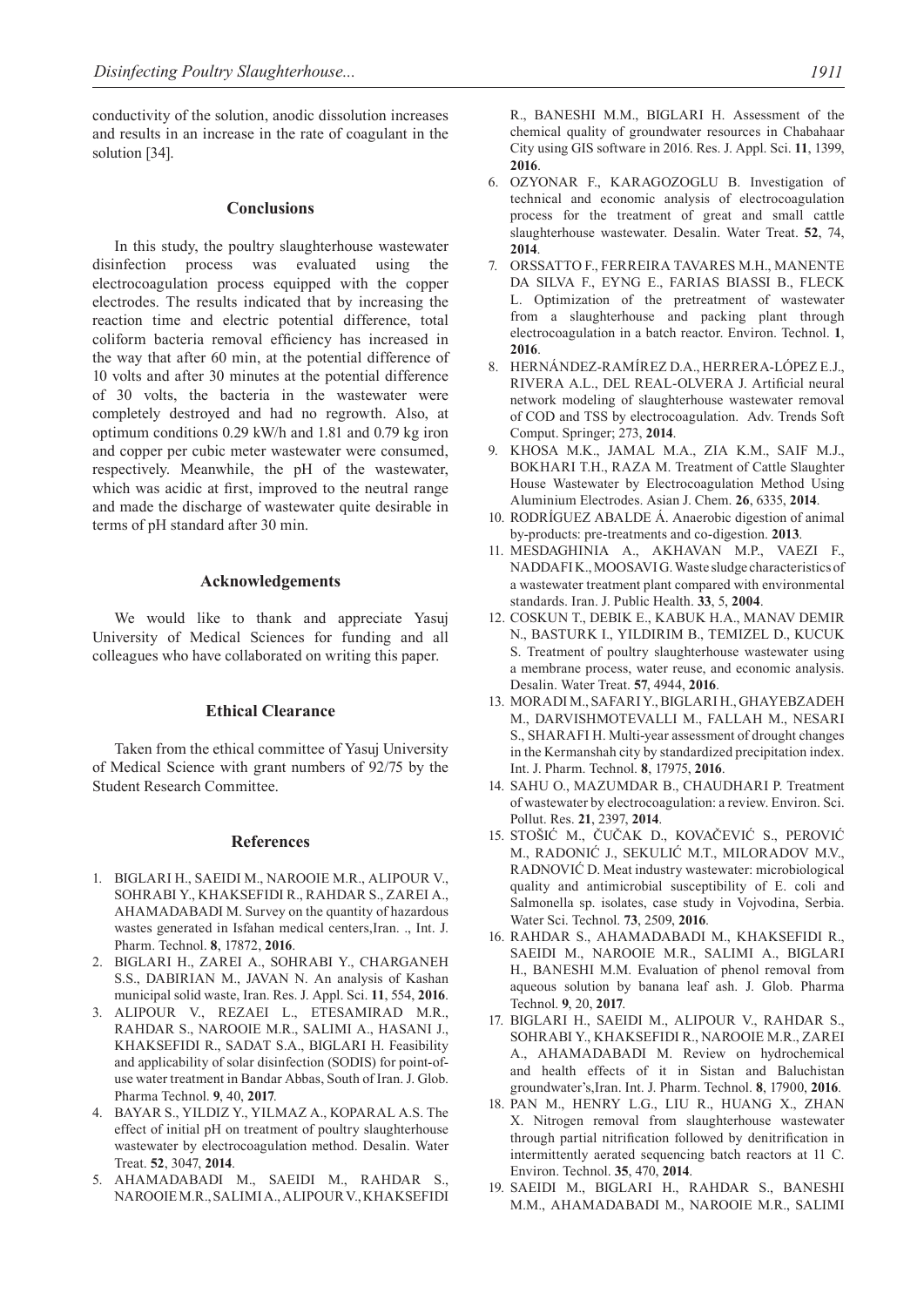conductivity of the solution, anodic dissolution increases and results in an increase in the rate of coagulant in the solution [34].

## Conclusions

In this study, the poultry slaughterhouse wastewater disinfection process was evaluated using the electrocoagulation process equipped with the copper electrodes. The results indicated that by increasing the reaction time and electric potential difference, total coliform bacteria removal efficiency has increased in the way that after 60 min, at the potential difference of 10 volts and after 30 minutes at the potential difference of 30 volts, the bacteria in the wastewater were completely destroyed and had no regrowth. Also, at optimum conditions 0.29 kW/h and 1.81 and 0.79 kg iron and copper per cubic meter wastewater were consumed, respectively. Meanwhile, the pH of the wastewater, which was acidic at first, improved to the neutral range and made the discharge of wastewater quite desirable in terms of pH standard after 30 min.

## Acknowledgements

We would like to thank and appreciate Yasuj University of Medical Sciences for funding and all colleagues who have collaborated on writing this paper.

## Ethical Clearance

Taken from the ethical committee of Yasuj University of Medical Science with grant numbers of 92/75 by the Student Research Committee.

## References

1. BIGLARI H., SAEIDI M., NAROOIE M.R., ALIPOUR V., SOHRABI Y., KHAKSEFIDI R., RAHDAR S., ZAREI A., AHAMADABADI M. Survey on the quantity of hazardous wastes generated in Isfahan medical centers,Iran. ., Int. J. Pharm. Technol. **8**, 17872, **2016**.
2. BIGLARI H., ZAREI A., SOHRABI Y., CHARGANEH S.S., DABIRIAN M., JAVAN N. An analysis of Kashan municipal solid waste, Iran. Res. J. Appl. Sci. **11**, 554, **2016**.
3. ALIPOUR V., REZAEI L., ETESAMIRAD M.R., RAHDAR S., NAROOIE M.R., SALIMI A., HASANI J., KHAKSEFIDI R., SADAT S.A., BIGLARI H. Feasibility and applicability of solar disinfection (SODIS) for point-of-use water treatment in Bandar Abbas, South of Iran. J. Glob. Pharma Technol. **9**, 40, **2017**.
4. BAYAR S., YILDIZ Y., YILMAZ A., KOPARAL A.S. The effect of initial pH on treatment of poultry slaughterhouse wastewater by electrocoagulation method. Desalin. Water Treat. **52**, 3047, **2014**.
5. AHAMADABADI M., SAEIDI M., RAHDAR S., NAROOIE M.R., SALIMI A., ALIPOUR V., KHAKSEFIDI R., BANESHI M.M., BIGLARI H. Assessment of the chemical quality of groundwater resources in Chabahaar City using GIS software in 2016. Res. J. Appl. Sci. **11**, 1399, **2016**.
6. OZYONAR F., KARAGOZOGLU B. Investigation of technical and economic analysis of electrocoagulation process for the treatment of great and small cattle slaughterhouse wastewater. Desalin. Water Treat. **52**, 74, **2014**.
7. ORSSATTO F., FERREIRA TAVARES M.H., MANENTE DA SILVA F., EYNG E., FARIAS BIASSI B., FLECK L. Optimization of the pretreatment of wastewater from a slaughterhouse and packing plant through electrocoagulation in a batch reactor. Environ. Technol. **1**, **2016**.
8. HERNÁNDEZ-RAMÍREZ D.A., HERRERA-LÓPEZ E.J., RIVERA A.L., DEL REAL-OLVERA J. Artificial neural network modeling of slaughterhouse wastewater removal of COD and TSS by electrocoagulation. Adv. Trends Soft Comput. Springer; 273, **2014**.
9. KHOSA M.K., JAMAL M.A., ZIA K.M., SAIF M.J., BOKHARI T.H., RAZA M. Treatment of Cattle Slaughter House Wastewater by Electrocoagulation Method Using Aluminium Electrodes. Asian J. Chem. **26**, 6335, **2014**.
10. RODRÍGUEZ ABALDE Á. Anaerobic digestion of animal by-products: pre-treatments and co-digestion. **2013**.
11. MESDAGHINIA A., AKHAVAN M.P., VAEZI F., NADDAFI K., MOOSAVI G. Waste sludge characteristics of a wastewater treatment plant compared with environmental standards. Iran. J. Public Health. **33**, 5, **2004**.
12. COSKUN T., DEBIK E., KABUK H.A., MANAV DEMIR N., BASTURK I., YILDIRIM B., TEMIZEL D., KUCUK S. Treatment of poultry slaughterhouse wastewater using a membrane process, water reuse, and economic analysis. Desalin. Water Treat. **57**, 4944, **2016**.
13. MORADI M., SAFARI Y., BIGLARI H., GHAYEBZADEH M., DARVISHMOTEVALLI M., FALLAH M., NESARI S., SHARAFI H. Multi-year assessment of drought changes in the Kermanshah city by standardized precipitation index. Int. J. Pharm. Technol. **8**, 17975, **2016**.
14. SAHU O., MAZUMDAR B., CHAUDHARI P. Treatment of wastewater by electrocoagulation: a review. Environ. Sci. Pollut. Res. **21**, 2397, **2014**.
15. STOŠIĆ M., ČUČAK D., KOVAČEVIĆ S., PEROVIĆ M., RADONIĆ J., SEKULIĆ M.T., MILORADOV M.V., RADNOVIĆ D. Meat industry wastewater: microbiological quality and antimicrobial susceptibility of E. coli and Salmonella sp. isolates, case study in Vojvodina, Serbia. Water Sci. Technol. **73**, 2509, **2016**.
16. RAHDAR S., AHAMADABADI M., KHAKSEFIDI R., SAEIDI M., NAROOIE M.R., SALIMI A., BIGLARI H., BANESHI M.M. Evaluation of phenol removal from aqueous solution by banana leaf ash. J. Glob. Pharma Technol. **9**, 20, **2017**.
17. BIGLARI H., SAEIDI M., ALIPOUR V., RAHDAR S., SOHRABI Y., KHAKSEFIDI R., NAROOIE M.R., ZAREI A., AHAMADABADI M. Review on hydrochemical and health effects of it in Sistan and Baluchistan groundwater's,Iran. Int. J. Pharm. Technol. **8**, 17900, **2016**.
18. PAN M., HENRY L.G., LIU R., HUANG X., ZHAN X. Nitrogen removal from slaughterhouse wastewater through partial nitrification followed by denitrification in intermittently aerated sequencing batch reactors at 11 C. Environ. Technol. **35**, 470, **2014**.
19. SAEIDI M., BIGLARI H., RAHDAR S., BANESHI M.M., AHAMADABADI M., NAROOIE M.R., SALIMI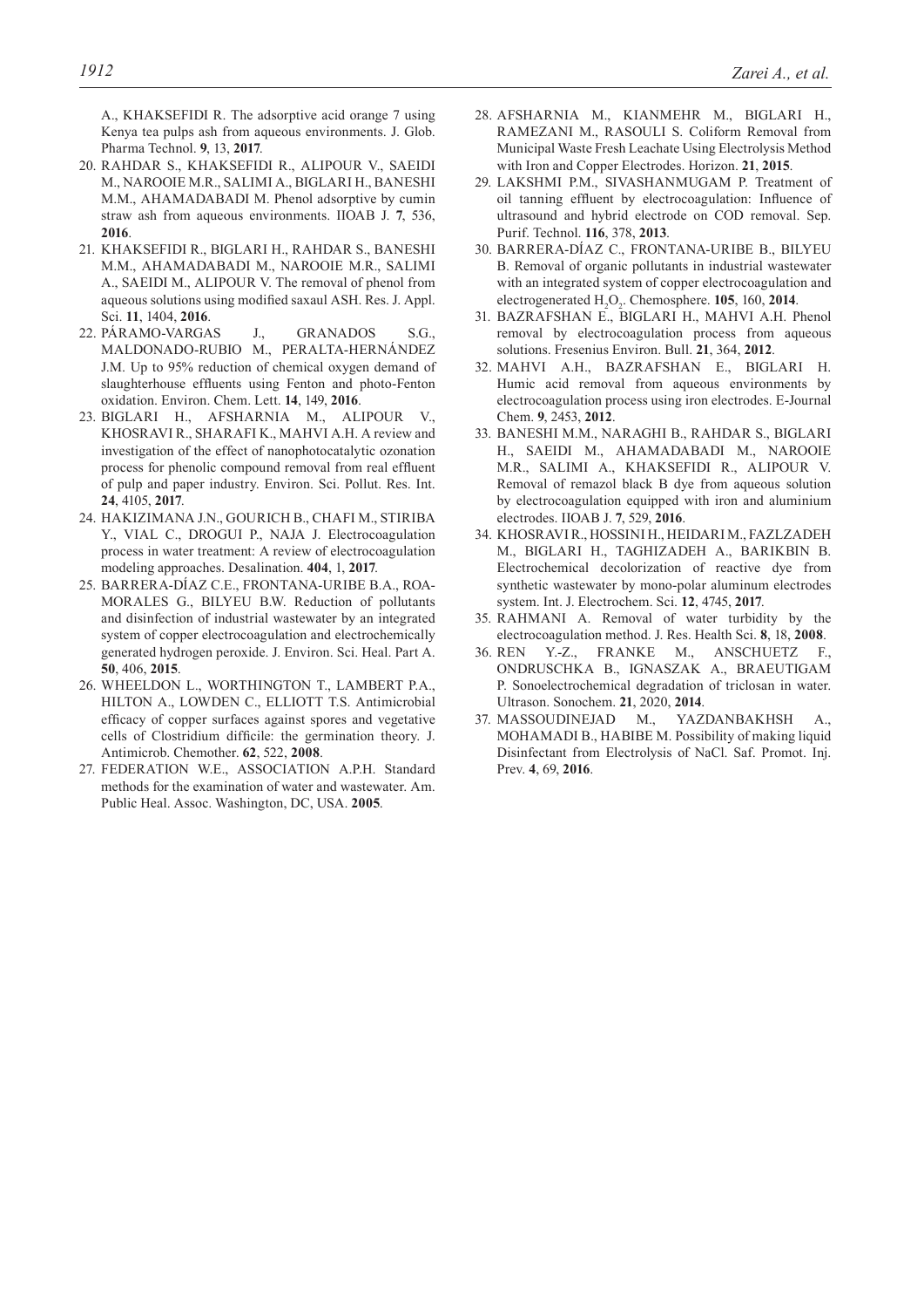A., KHAKSEFIDI R. The adsorptive acid orange 7 using Kenya tea pulps ash from aqueous environments. J. Glob. Pharma Technol. **9**, 13, **2017**.

20. RAHDAR S., KHAKSEFIDI R., ALIPOUR V., SAEIDI M., NAROOIE M.R., SALIMI A., BIGLARI H., BANESHI M.M., AHAMADABADI M. Phenol adsorptive by cumin straw ash from aqueous environments. IIOAB J. **7**, 536, **2016**.
21. KHAKSEFIDI R., BIGLARI H., RAHDAR S., BANESHI M.M., AHAMADABADI M., NAROOIE M.R., SALIMI A., SAEIDI M., ALIPOUR V. The removal of phenol from aqueous solutions using modified saxaul ASH. Res. J. Appl. Sci. **11**, 1404, **2016**.
22. PÁRAMO-VARGAS J., GRANADOS S.G., MALDONADO-RUBIO M., PERALTA-HERNÁNDEZ J.M. Up to 95% reduction of chemical oxygen demand of slaughterhouse effluents using Fenton and photo-Fenton oxidation. Environ. Chem. Lett. **14**, 149, **2016**.
23. BIGLARI H., AFSHARNIA M., ALIPOUR V., KHOSRAVI R., SHARAFI K., MAHVI A.H. A review and investigation of the effect of nanophotocatalytic ozonation process for phenolic compound removal from real effluent of pulp and paper industry. Environ. Sci. Pollut. Res. Int. **24**, 4105, **2017**.
24. HAKIZIMANA J.N., GOURICH B., CHAFI M., STIRIBA Y., VIAL C., DROGUI P., NAJA J. Electrocoagulation process in water treatment: A review of electrocoagulation modeling approaches. Desalination. **404**, 1, **2017**.
25. BARRERA-DÍAZ C.E., FRONTANA-URIBE B.A., ROA-MORALES G., BILYEU B.W. Reduction of pollutants and disinfection of industrial wastewater by an integrated system of copper electrocoagulation and electrochemically generated hydrogen peroxide. J. Environ. Sci. Heal. Part A. **50**, 406, **2015**.
26. WHEELDON L., WORTHINGTON T., LAMBERT P.A., HILTON A., LOWDEN C., ELLIOTT T.S. Antimicrobial efficacy of copper surfaces against spores and vegetative cells of Clostridium difficile: the germination theory. J. Antimicrob. Chemother. **62**, 522, **2008**.
27. FEDERATION W.E., ASSOCIATION A.P.H. Standard methods for the examination of water and wastewater. Am. Public Heal. Assoc. Washington, DC, USA. **2005**.
28. AFSHARNIA M., KIANMEHR M., BIGLARI H., RAMEZANI M., RASOULI S. Coliform Removal from Municipal Waste Fresh Leachate Using Electrolysis Method with Iron and Copper Electrodes. Horizon. **21**, **2015**.
29. LAKSHMI P.M., SIVASHANMUGAM P. Treatment of oil tanning effluent by electrocoagulation: Influence of ultrasound and hybrid electrode on COD removal. Sep. Purif. Technol. **116**, 378, **2013**.
30. BARRERA-DÍAZ C., FRONTANA-URIBE B., BILYEU B. Removal of organic pollutants in industrial wastewater with an integrated system of copper electrocoagulation and electrogenerated $H_2O_2$. Chemosphere. **105**, 160, **2014**.
31. BAZRAFSHAN E., BIGLARI H., MAHVI A.H. Phenol removal by electrocoagulation process from aqueous solutions. Fresenius Environ. Bull. **21**, 364, **2012**.
32. MAHVI A.H., BAZRAFSHAN E., BIGLARI H. Humic acid removal from aqueous environments by electrocoagulation process using iron electrodes. E-Journal Chem. **9**, 2453, **2012**.
33. BANESHI M.M., NARAGHI B., RAHDAR S., BIGLARI H., SAEIDI M., AHAMADABADI M., NAROOIE M.R., SALIMI A., KHAKSEFIDI R., ALIPOUR V. Removal of remazol black B dye from aqueous solution by electrocoagulation equipped with iron and aluminium electrodes. IIOAB J. **7**, 529, **2016**.
34. KHOSRAVI R., HOSSINI H., HEIDARI M., FAZLZADEH M., BIGLARI H., TAGHIZADEH A., BARIKBIN B. Electrochemical decolorization of reactive dye from synthetic wastewater by mono-polar aluminum electrodes system. Int. J. Electrochem. Sci. **12**, 4745, **2017**.
35. RAHMANI A. Removal of water turbidity by the electrocoagulation method. J. Res. Health Sci. **8**, 18, **2008**.
36. REN Y.-Z., FRANKE M., ANSCHUETZ F., ONDRUSCHKA B., IGNASZAK A., BRAEUTIGAM P. Sonoelectrochemical degradation of triclosan in water. Ultrason. Sonochem. **21**, 2020, **2014**.
37. MASSOUDINEJAD M., YAZDANBAKHSH A., MOHAMADI B., HABIBE M. Possibility of making liquid Disinfectant from Electrolysis of NaCl. Saf. Promot. Inj. Prev. **4**, 69, **2016**.